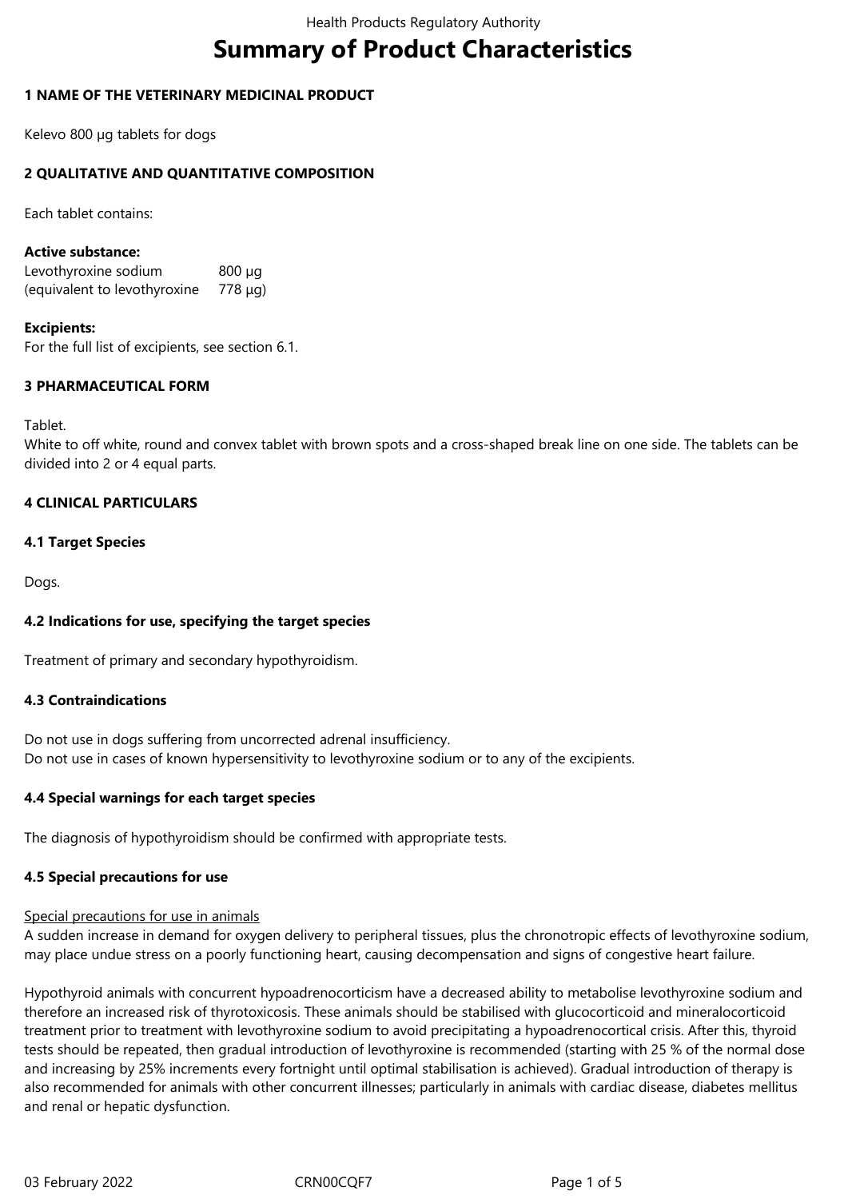# Summary of Product Characteristics

## 1 NAME OF THE VETERINARY MEDICINAL PRODUCT

Kelevo 800 µg tablets for dogs

## 2 QUALITATIVE AND QUANTITATIVE COMPOSITION

Each tablet contains:

**Active substance:**

| | |
|---|---|
| Levothyroxine sodium | 800 µg |
| (equivalent to levothyroxine | 778 µg) |

**Excipients:**
For the full list of excipients, see section 6.1.

## 3 PHARMACEUTICAL FORM

Tablet.
White to off white, round and convex tablet with brown spots and a cross-shaped break line on one side. The tablets can be divided into 2 or 4 equal parts.

## 4 CLINICAL PARTICULARS

### 4.1 Target Species

Dogs.

### 4.2 Indications for use, specifying the target species

Treatment of primary and secondary hypothyroidism.

### 4.3 Contraindications

Do not use in dogs suffering from uncorrected adrenal insufficiency.
Do not use in cases of known hypersensitivity to levothyroxine sodium or to any of the excipients.

### 4.4 Special warnings for each target species

The diagnosis of hypothyroidism should be confirmed with appropriate tests.

### 4.5 Special precautions for use

Special precautions for use in animals

A sudden increase in demand for oxygen delivery to peripheral tissues, plus the chronotropic effects of levothyroxine sodium, may place undue stress on a poorly functioning heart, causing decompensation and signs of congestive heart failure.

Hypothyroid animals with concurrent hypoadrenocorticism have a decreased ability to metabolise levothyroxine sodium and therefore an increased risk of thyrotoxicosis. These animals should be stabilised with glucocorticoid and mineralocorticoid treatment prior to treatment with levothyroxine sodium to avoid precipitating a hypoadrenocortical crisis. After this, thyroid tests should be repeated, then gradual introduction of levothyroxine is recommended (starting with 25 % of the normal dose and increasing by 25% increments every fortnight until optimal stabilisation is achieved). Gradual introduction of therapy is also recommended for animals with other concurrent illnesses; particularly in animals with cardiac disease, diabetes mellitus and renal or hepatic dysfunction.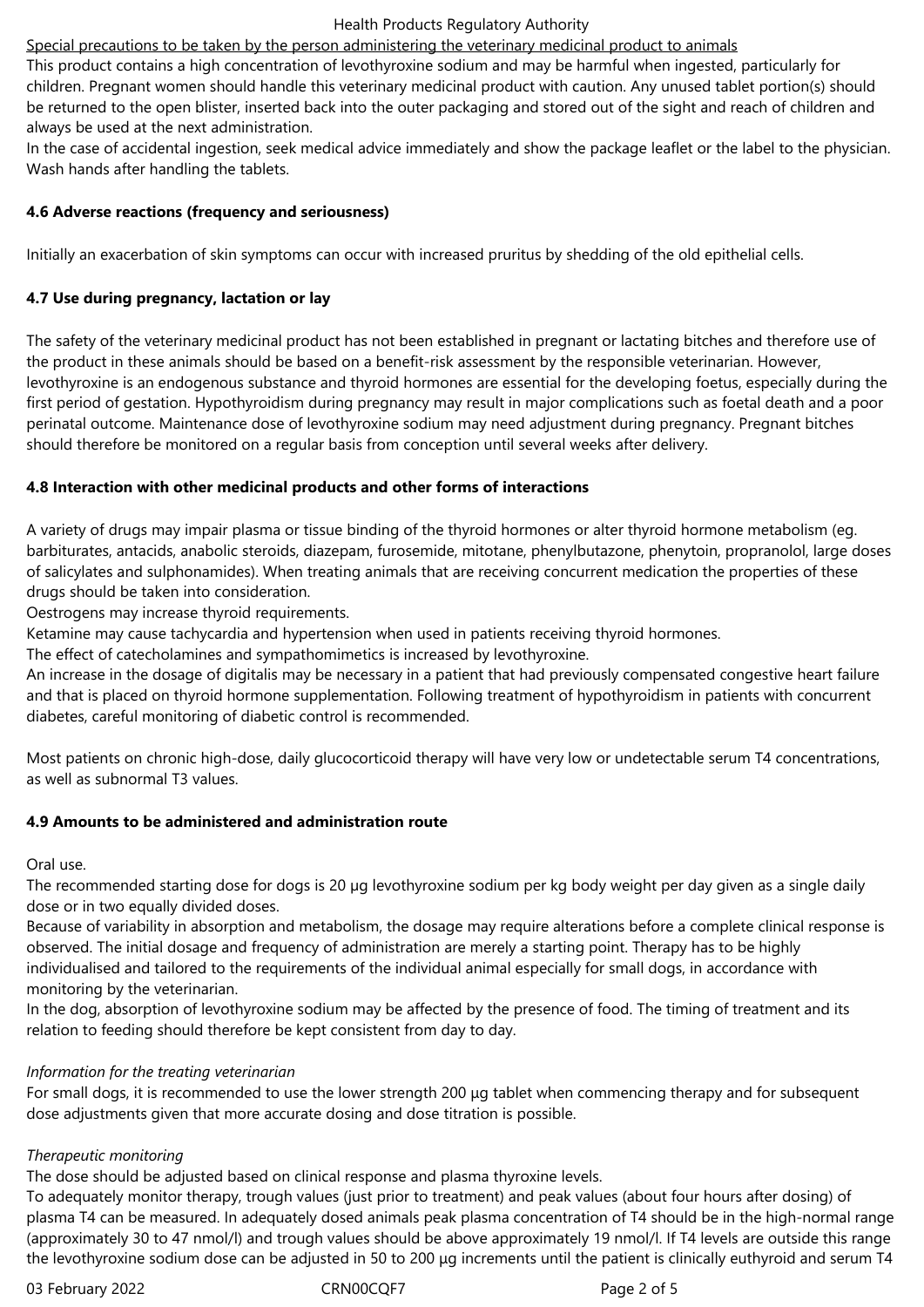Special precautions to be taken by the person administering the veterinary medicinal product to animals

This product contains a high concentration of levothyroxine sodium and may be harmful when ingested, particularly for children. Pregnant women should handle this veterinary medicinal product with caution. Any unused tablet portion(s) should be returned to the open blister, inserted back into the outer packaging and stored out of the sight and reach of children and always be used at the next administration.

In the case of accidental ingestion, seek medical advice immediately and show the package leaflet or the label to the physician. Wash hands after handling the tablets.

**4.6 Adverse reactions (frequency and seriousness)**

Initially an exacerbation of skin symptoms can occur with increased pruritus by shedding of the old epithelial cells.

**4.7 Use during pregnancy, lactation or lay**

The safety of the veterinary medicinal product has not been established in pregnant or lactating bitches and therefore use of the product in these animals should be based on a benefit-risk assessment by the responsible veterinarian. However, levothyroxine is an endogenous substance and thyroid hormones are essential for the developing foetus, especially during the first period of gestation. Hypothyroidism during pregnancy may result in major complications such as foetal death and a poor perinatal outcome. Maintenance dose of levothyroxine sodium may need adjustment during pregnancy. Pregnant bitches should therefore be monitored on a regular basis from conception until several weeks after delivery.

**4.8 Interaction with other medicinal products and other forms of interactions**

A variety of drugs may impair plasma or tissue binding of the thyroid hormones or alter thyroid hormone metabolism (eg. barbiturates, antacids, anabolic steroids, diazepam, furosemide, mitotane, phenylbutazone, phenytoin, propranolol, large doses of salicylates and sulphonamides). When treating animals that are receiving concurrent medication the properties of these drugs should be taken into consideration.

Oestrogens may increase thyroid requirements.

Ketamine may cause tachycardia and hypertension when used in patients receiving thyroid hormones.

The effect of catecholamines and sympathomimetics is increased by levothyroxine.

An increase in the dosage of digitalis may be necessary in a patient that had previously compensated congestive heart failure and that is placed on thyroid hormone supplementation. Following treatment of hypothyroidism in patients with concurrent diabetes, careful monitoring of diabetic control is recommended.

Most patients on chronic high-dose, daily glucocorticoid therapy will have very low or undetectable serum T4 concentrations, as well as subnormal T3 values.

**4.9 Amounts to be administered and administration route**

Oral use.

The recommended starting dose for dogs is 20 µg levothyroxine sodium per kg body weight per day given as a single daily dose or in two equally divided doses.

Because of variability in absorption and metabolism, the dosage may require alterations before a complete clinical response is observed. The initial dosage and frequency of administration are merely a starting point. Therapy has to be highly individualised and tailored to the requirements of the individual animal especially for small dogs, in accordance with monitoring by the veterinarian.

In the dog, absorption of levothyroxine sodium may be affected by the presence of food. The timing of treatment and its relation to feeding should therefore be kept consistent from day to day.

*Information for the treating veterinarian*

For small dogs, it is recommended to use the lower strength 200 µg tablet when commencing therapy and for subsequent dose adjustments given that more accurate dosing and dose titration is possible.

*Therapeutic monitoring*

The dose should be adjusted based on clinical response and plasma thyroxine levels.

To adequately monitor therapy, trough values (just prior to treatment) and peak values (about four hours after dosing) of plasma T4 can be measured. In adequately dosed animals peak plasma concentration of T4 should be in the high-normal range (approximately 30 to 47 nmol/l) and trough values should be above approximately 19 nmol/l. If T4 levels are outside this range the levothyroxine sodium dose can be adjusted in 50 to 200 µg increments until the patient is clinically euthyroid and serum T4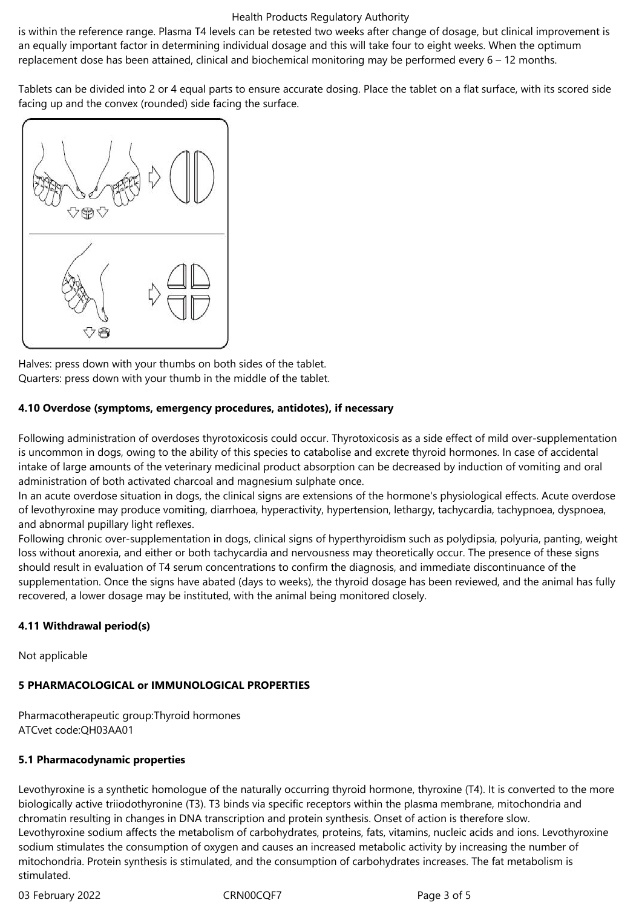is within the reference range. Plasma T4 levels can be retested two weeks after change of dosage, but clinical improvement is an equally important factor in determining individual dosage and this will take four to eight weeks. When the optimum replacement dose has been attained, clinical and biochemical monitoring may be performed every 6 – 12 months.

Tablets can be divided into 2 or 4 equal parts to ensure accurate dosing. Place the tablet on a flat surface, with its scored side facing up and the convex (rounded) side facing the surface.

Halves: press down with your thumbs on both sides of the tablet.
Quarters: press down with your thumb in the middle of the tablet.

**4.10 Overdose (symptoms, emergency procedures, antidotes), if necessary**

Following administration of overdoses thyrotoxicosis could occur. Thyrotoxicosis as a side effect of mild over-supplementation is uncommon in dogs, owing to the ability of this species to catabolise and excrete thyroid hormones. In case of accidental intake of large amounts of the veterinary medicinal product absorption can be decreased by induction of vomiting and oral administration of both activated charcoal and magnesium sulphate once.
In an acute overdose situation in dogs, the clinical signs are extensions of the hormone's physiological effects. Acute overdose of levothyroxine may produce vomiting, diarrhoea, hyperactivity, hypertension, lethargy, tachycardia, tachypnoea, dyspnoea, and abnormal pupillary light reflexes.
Following chronic over-supplementation in dogs, clinical signs of hyperthyroidism such as polydipsia, polyuria, panting, weight loss without anorexia, and either or both tachycardia and nervousness may theoretically occur. The presence of these signs should result in evaluation of T4 serum concentrations to confirm the diagnosis, and immediate discontinuance of the supplementation. Once the signs have abated (days to weeks), the thyroid dosage has been reviewed, and the animal has fully recovered, a lower dosage may be instituted, with the animal being monitored closely.

**4.11 Withdrawal period(s)**

Not applicable

**5 PHARMACOLOGICAL or IMMUNOLOGICAL PROPERTIES**

Pharmacotherapeutic group:Thyroid hormones
ATCvet code:QH03AA01

**5.1 Pharmacodynamic properties**

Levothyroxine is a synthetic homologue of the naturally occurring thyroid hormone, thyroxine (T4). It is converted to the more biologically active triiodothyronine (T3). T3 binds via specific receptors within the plasma membrane, mitochondria and chromatin resulting in changes in DNA transcription and protein synthesis. Onset of action is therefore slow.
Levothyroxine sodium affects the metabolism of carbohydrates, proteins, fats, vitamins, nucleic acids and ions. Levothyroxine sodium stimulates the consumption of oxygen and causes an increased metabolic activity by increasing the number of mitochondria. Protein synthesis is stimulated, and the consumption of carbohydrates increases. The fat metabolism is stimulated.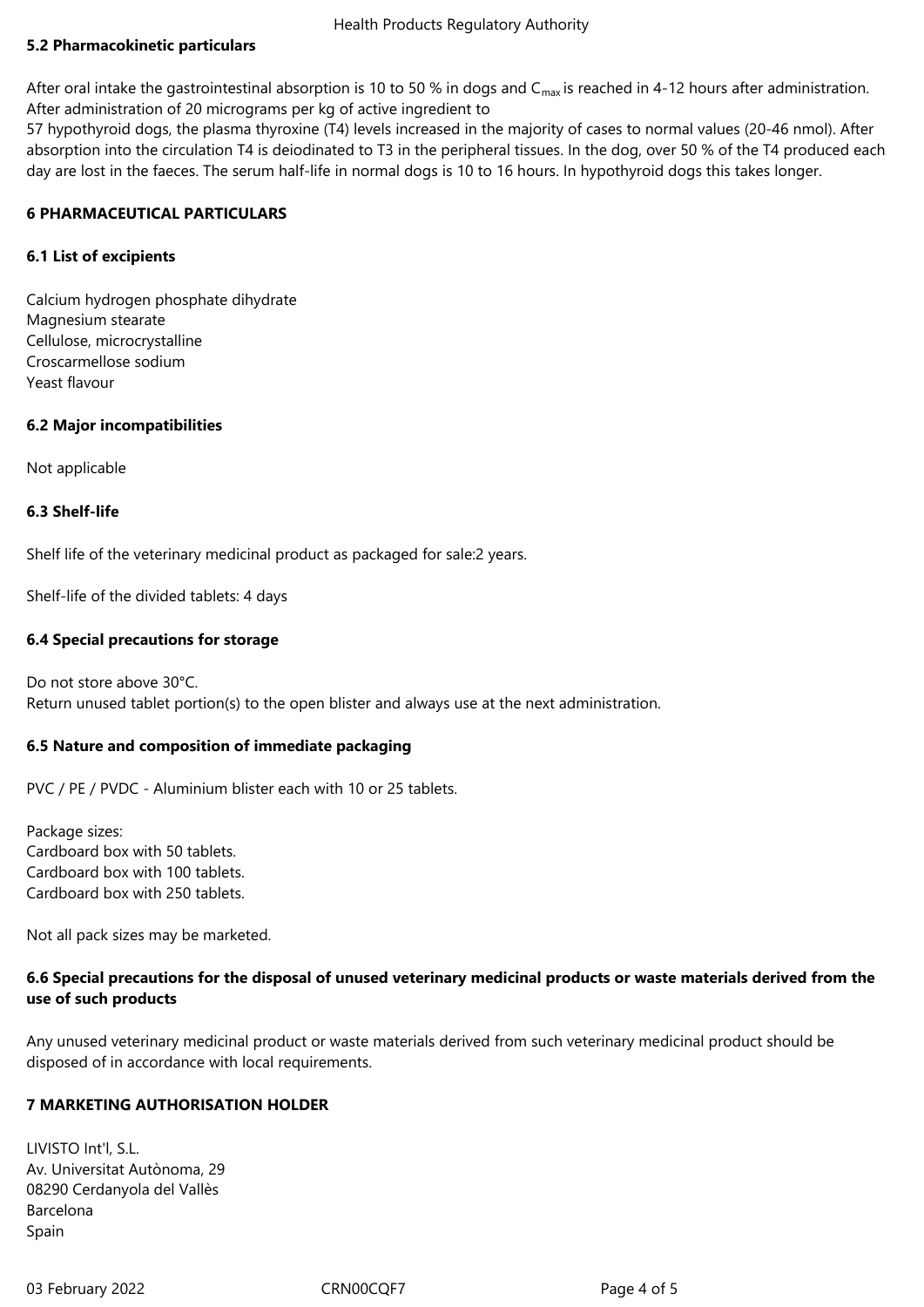### 5.2 Pharmacokinetic particulars

After oral intake the gastrointestinal absorption is 10 to 50 % in dogs and $C_{max}$ is reached in 4-12 hours after administration. After administration of 20 micrograms per kg of active ingredient to 57 hypothyroid dogs, the plasma thyroxine (T4) levels increased in the majority of cases to normal values (20-46 nmol). After absorption into the circulation T4 is deiodinated to T3 in the peripheral tissues. In the dog, over 50 % of the T4 produced each day are lost in the faeces. The serum half-life in normal dogs is 10 to 16 hours. In hypothyroid dogs this takes longer.

## 6 PHARMACEUTICAL PARTICULARS

### 6.1 List of excipients

Calcium hydrogen phosphate dihydrate
Magnesium stearate
Cellulose, microcrystalline
Croscarmellose sodium
Yeast flavour

### 6.2 Major incompatibilities

Not applicable

### 6.3 Shelf-life

Shelf life of the veterinary medicinal product as packaged for sale:2 years.

Shelf-life of the divided tablets: 4 days

### 6.4 Special precautions for storage

Do not store above 30°C.
Return unused tablet portion(s) to the open blister and always use at the next administration.

### 6.5 Nature and composition of immediate packaging

PVC / PE / PVDC - Aluminium blister each with 10 or 25 tablets.

Package sizes:
Cardboard box with 50 tablets.
Cardboard box with 100 tablets.
Cardboard box with 250 tablets.

Not all pack sizes may be marketed.

### 6.6 Special precautions for the disposal of unused veterinary medicinal products or waste materials derived from the use of such products

Any unused veterinary medicinal product or waste materials derived from such veterinary medicinal product should be disposed of in accordance with local requirements.

## 7 MARKETING AUTHORISATION HOLDER

LIVISTO Int'l, S.L.
Av. Universitat Autònoma, 29
08290 Cerdanyola del Vallès
Barcelona
Spain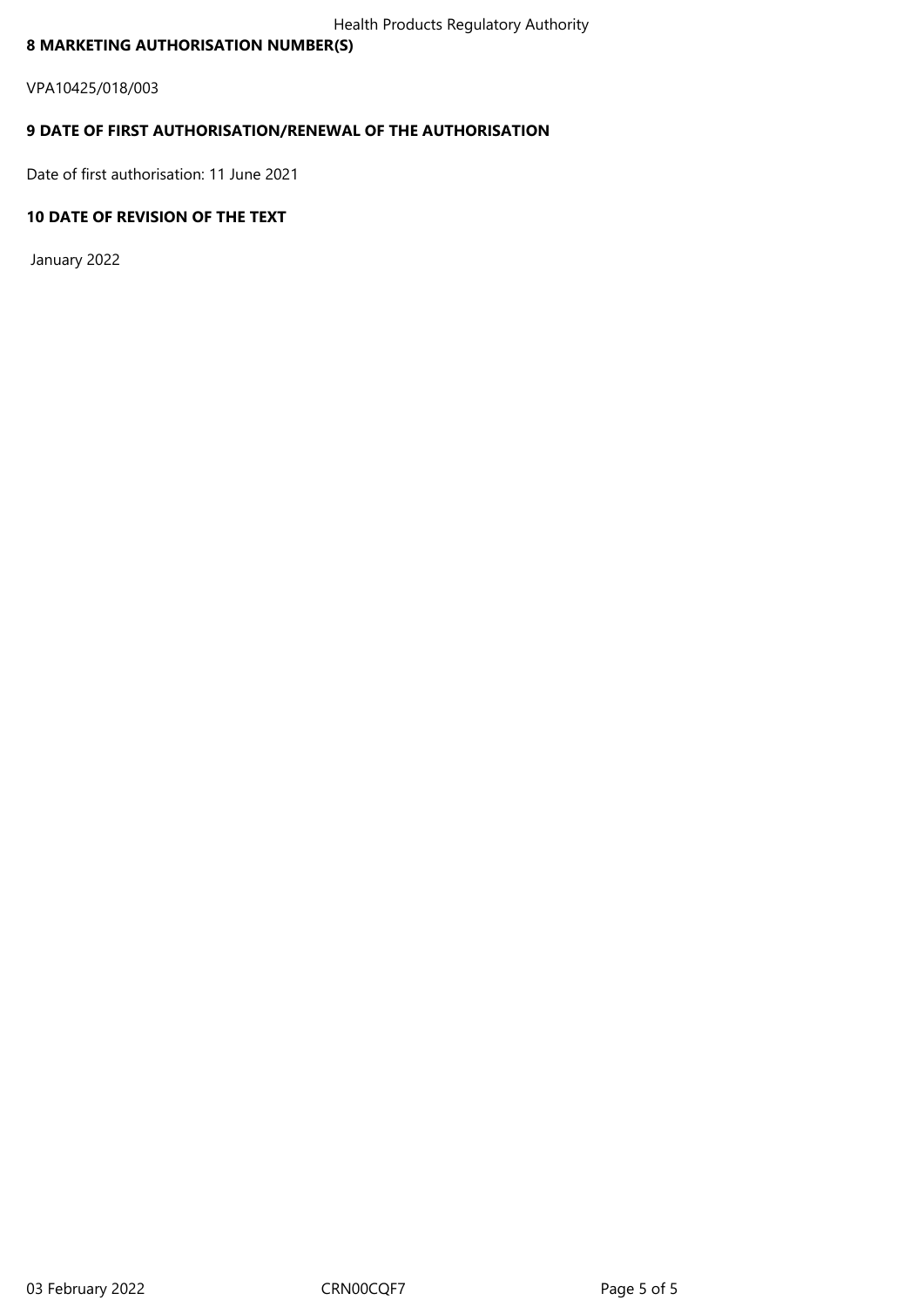## 8 MARKETING AUTHORISATION NUMBER(S)

VPA10425/018/003

## 9 DATE OF FIRST AUTHORISATION/RENEWAL OF THE AUTHORISATION

Date of first authorisation: 11 June 2021

## 10 DATE OF REVISION OF THE TEXT

January 2022